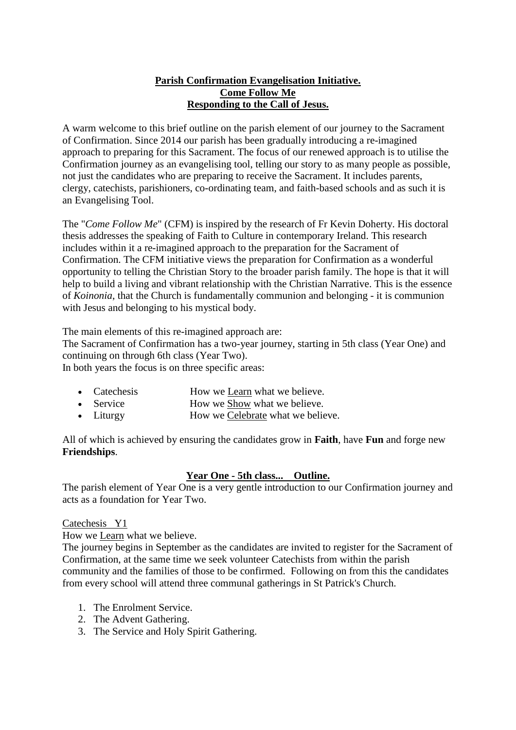**Parish Confirmation Evangelisation Initiative.**
**Come Follow Me**
**Responding to the Call of Jesus.**

A warm welcome to this brief outline on the parish element of our journey to the Sacrament of Confirmation. Since 2014 our parish has been gradually introducing a re-imagined approach to preparing for this Sacrament. The focus of our renewed approach is to utilise the Confirmation journey as an evangelising tool, telling our story to as many people as possible, not just the candidates who are preparing to receive the Sacrament. It includes parents, clergy, catechists, parishioners, co-ordinating team, and faith-based schools and as such it is an Evangelising Tool.

The "*Come Follow Me*" (CFM) is inspired by the research of Fr Kevin Doherty. His doctoral thesis addresses the speaking of Faith to Culture in contemporary Ireland. This research includes within it a re-imagined approach to the preparation for the Sacrament of Confirmation. The CFM initiative views the preparation for Confirmation as a wonderful opportunity to telling the Christian Story to the broader parish family. The hope is that it will help to build a living and vibrant relationship with the Christian Narrative. This is the essence of *Koinonia*, that the Church is fundamentally communion and belonging - it is communion with Jesus and belonging to his mystical body.

The main elements of this re-imagined approach are:
The Sacrament of Confirmation has a two-year journey, starting in 5th class (Year One) and continuing on through 6th class (Year Two).
In both years the focus is on three specific areas:

- Catechesis How we Learn what we believe.
- Service How we Show what we believe.
- Liturgy How we Celebrate what we believe.

All of which is achieved by ensuring the candidates grow in **Faith**, have **Fun** and forge new **Friendships**.

**Year One - 5th class... Outline.**

The parish element of Year One is a very gentle introduction to our Confirmation journey and acts as a foundation for Year Two.

Catechesis Y1

How we Learn what we believe.
The journey begins in September as the candidates are invited to register for the Sacrament of Confirmation, at the same time we seek volunteer Catechists from within the parish community and the families of those to be confirmed. Following on from this the candidates from every school will attend three communal gatherings in St Patrick's Church.

1. The Enrolment Service.
2. The Advent Gathering.
3. The Service and Holy Spirit Gathering.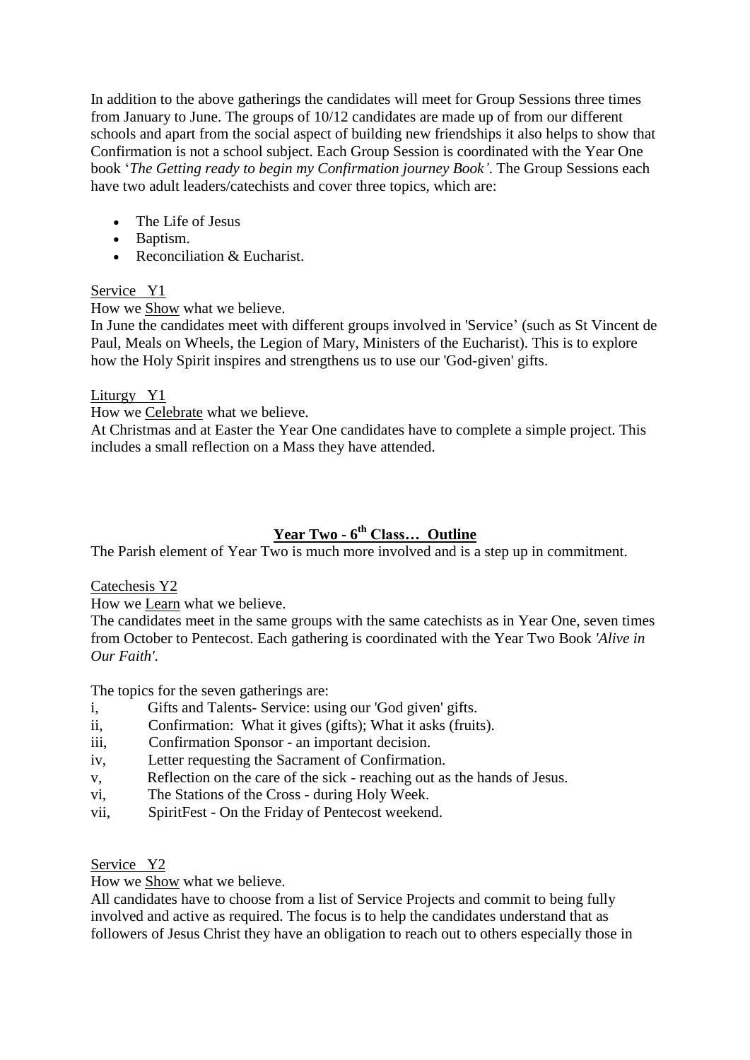In addition to the above gatherings the candidates will meet for Group Sessions three times from January to June. The groups of 10/12 candidates are made up of from our different schools and apart from the social aspect of building new friendships it also helps to show that Confirmation is not a school subject. Each Group Session is coordinated with the Year One book '*The Getting ready to begin my Confirmation journey Book'*. The Group Sessions each have two adult leaders/catechists and cover three topics, which are:

- The Life of Jesus
- Baptism.
- Reconciliation & Eucharist.

<u>Service Y1</u>

How we <u>Show</u> what we believe.

In June the candidates meet with different groups involved in 'Service' (such as St Vincent de Paul, Meals on Wheels, the Legion of Mary, Ministers of the Eucharist). This is to explore how the Holy Spirit inspires and strengthens us to use our 'God-given' gifts.

<u>Liturgy Y1</u>

How we <u>Celebrate</u> what we believe.

At Christmas and at Easter the Year One candidates have to complete a simple project. This includes a small reflection on a Mass they have attended.

## Year Two - 6th Class… Outline

The Parish element of Year Two is much more involved and is a step up in commitment.

<u>Catechesis Y2</u>

How we <u>Learn</u> what we believe.

The candidates meet in the same groups with the same catechists as in Year One, seven times from October to Pentecost. Each gathering is coordinated with the Year Two Book *'Alive in Our Faith'.*

The topics for the seven gatherings are:

i, Gifts and Talents- Service: using our 'God given' gifts.
ii, Confirmation: What it gives (gifts); What it asks (fruits).
iii, Confirmation Sponsor - an important decision.
iv, Letter requesting the Sacrament of Confirmation.
v, Reflection on the care of the sick - reaching out as the hands of Jesus.
vi, The Stations of the Cross - during Holy Week.
vii, SpiritFest - On the Friday of Pentecost weekend.

<u>Service Y2</u>

How we <u>Show</u> what we believe.

All candidates have to choose from a list of Service Projects and commit to being fully involved and active as required. The focus is to help the candidates understand that as followers of Jesus Christ they have an obligation to reach out to others especially those in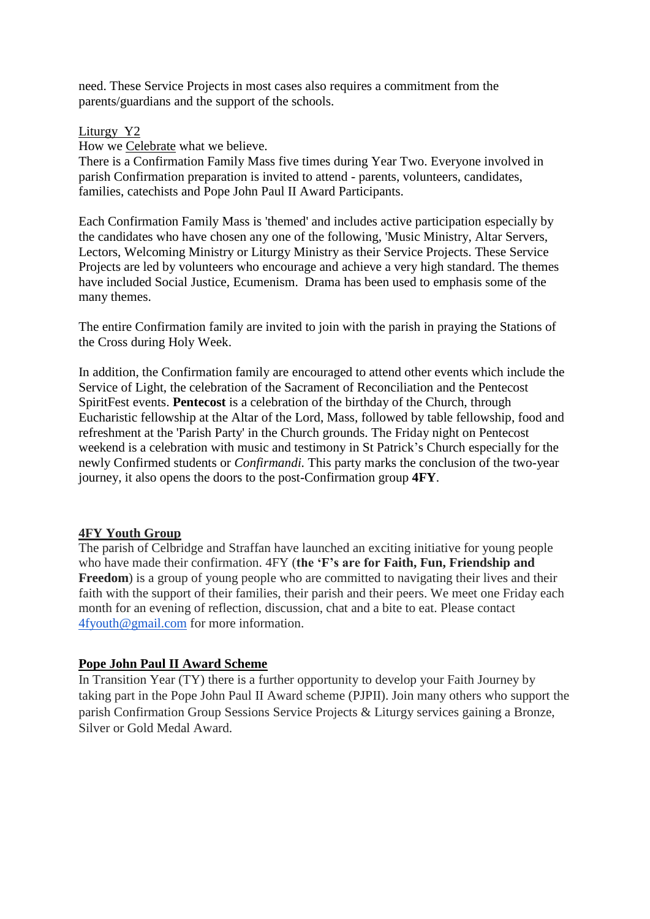need. These Service Projects in most cases also requires a commitment from the parents/guardians and the support of the schools.

Liturgy Y2

How we Celebrate what we believe.

There is a Confirmation Family Mass five times during Year Two. Everyone involved in parish Confirmation preparation is invited to attend - parents, volunteers, candidates, families, catechists and Pope John Paul II Award Participants.

Each Confirmation Family Mass is 'themed' and includes active participation especially by the candidates who have chosen any one of the following, 'Music Ministry, Altar Servers, Lectors, Welcoming Ministry or Liturgy Ministry as their Service Projects. These Service Projects are led by volunteers who encourage and achieve a very high standard. The themes have included Social Justice, Ecumenism. Drama has been used to emphasis some of the many themes.

The entire Confirmation family are invited to join with the parish in praying the Stations of the Cross during Holy Week.

In addition, the Confirmation family are encouraged to attend other events which include the Service of Light, the celebration of the Sacrament of Reconciliation and the Pentecost SpiritFest events. **Pentecost** is a celebration of the birthday of the Church, through Eucharistic fellowship at the Altar of the Lord, Mass, followed by table fellowship, food and refreshment at the 'Parish Party' in the Church grounds. The Friday night on Pentecost weekend is a celebration with music and testimony in St Patrick's Church especially for the newly Confirmed students or *Confirmandi.* This party marks the conclusion of the two-year journey, it also opens the doors to the post-Confirmation group **4FY**.

## 4FY Youth Group

The parish of Celbridge and Straffan have launched an exciting initiative for young people who have made their confirmation. 4FY (**the 'F's are for Faith, Fun, Friendship and Freedom**) is a group of young people who are committed to navigating their lives and their faith with the support of their families, their parish and their peers. We meet one Friday each month for an evening of reflection, discussion, chat and a bite to eat. Please contact 4fyouth@gmail.com for more information.

## Pope John Paul II Award Scheme

In Transition Year (TY) there is a further opportunity to develop your Faith Journey by taking part in the Pope John Paul II Award scheme (PJPII). Join many others who support the parish Confirmation Group Sessions Service Projects & Liturgy services gaining a Bronze, Silver or Gold Medal Award.